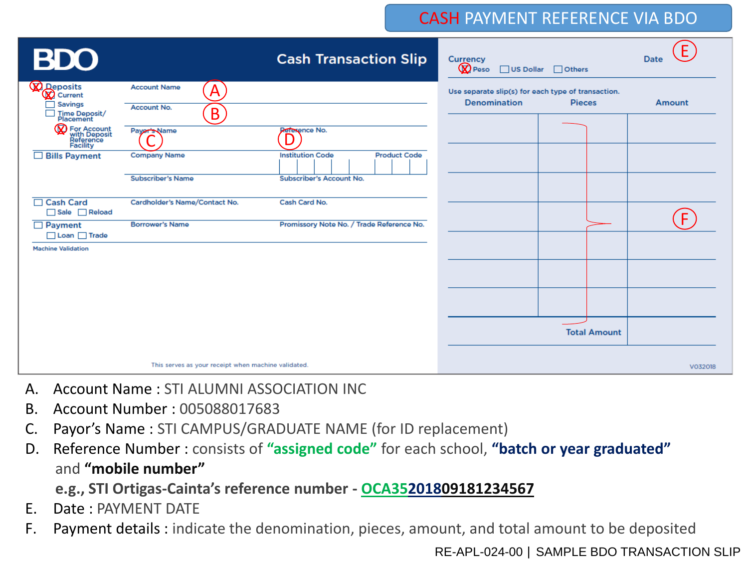# CASH PAYMENT REFERENCE VIA BDO

**BDO** — **Cash Transaction Slip**

- [X] Deposits
  - [X] Current
  - [ ] Savings
  - [ ] Time Deposit/ Placement
  - [X] For Account with Deposit Reference Facility

Account Name (A)

Account No. (B)

Payor's Name (C) | Reference No. (D)

- [ ] Bills Payment — Company Name | Institution Code | Product Code — Subscriber's Name | Subscriber's Account No.
- [ ] Cash Card ( [ ] Sale [ ] Reload ) — Cardholder's Name/Contact No. | Cash Card No.
- [ ] Payment ( [ ] Loan [ ] Trade ) — Borrower's Name | Promissory Note No. / Trade Reference No.

Machine Validation

This serves as your receipt when machine validated.

Currency: [X] Peso [ ] US Dollar [ ] Others — Date (E)

Use separate slip(s) for each type of transaction.

| Denomination | Pieces | Amount |
|---|---|---|
| | | |
| | | |
| | | |
| | | (F) |
| | | |
| | | |
| | | |
| | Total Amount | |

V032018

A. Account Name : STI ALUMNI ASSOCIATION INC
B. Account Number : 005088017683
C. Payor's Name : STI CAMPUS/GRADUATE NAME (for ID replacement)
D. Reference Number : consists of **"assigned code"** for each school, **"batch or year graduated"** and **"mobile number"**
   **e.g., STI Ortigas-Cainta's reference number - OCA35201809181234567**
E. Date : PAYMENT DATE
F. Payment details : indicate the denomination, pieces, amount, and total amount to be deposited

RE-APL-024-00 | SAMPLE BDO TRANSACTION SLIP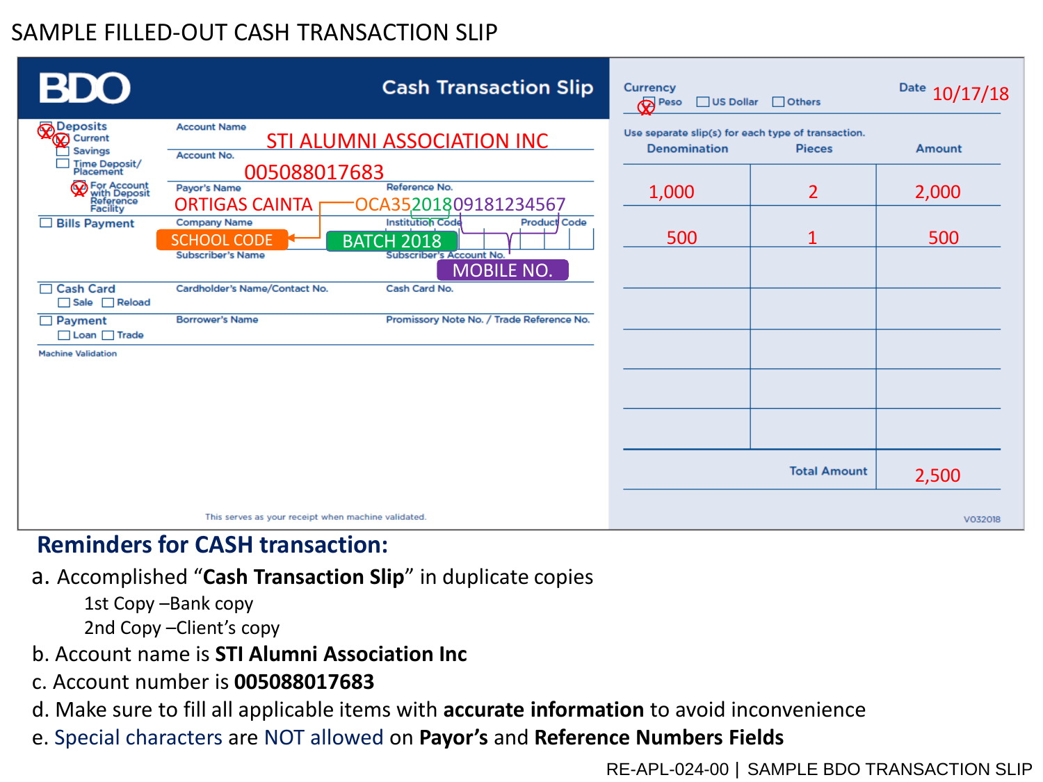# SAMPLE FILLED-OUT CASH TRANSACTION SLIP

**BDO — Cash Transaction Slip**

- ☒ Deposits
  - ☒ Current
  - ☐ Savings
  - ☐ Time Deposit/ Placement
  - ☒ For Account with Deposit Reference Facility
- ☐ Bills Payment
- ☐ Cash Card
  - ☐ Sale ☐ Reload
- ☐ Payment
  - ☐ Loan ☐ Trade

Account Name: STI ALUMNI ASSOCIATION INC

Account No.: 005088017683

Payor's Name: ORTIGAS CAINTA

Reference No.: OCA35201809181234567

- OCA35 — SCHOOL CODE
- 2018 — BATCH 2018
- 09181234567 — MOBILE NO.

Company Name / Institution Code / Product Code

Subscriber's Name / Subscriber's Account No.

Cardholder's Name/Contact No. / Cash Card No.

Borrower's Name / Promissory Note No. / Trade Reference No.

Machine Validation

This serves as your receipt when machine validated.

Currency: ☒ Peso ☐ US Dollar ☐ Others

Date: 10/17/18

Use separate slip(s) for each type of transaction.

| Denomination | Pieces | Amount |
|---|---|---|
| 1,000 | 2 | 2,000 |
| 500 | 1 | 500 |
| | | |
| | | |
| | | |
| | | |
| | | |
| | **Total Amount** | 2,500 |

V032018

## Reminders for CASH transaction:

a. Accomplished "**Cash Transaction Slip**" in duplicate copies

   1st Copy –Bank copy

   2nd Copy –Client's copy

b. Account name is **STI Alumni Association Inc**

c. Account number is **005088017683**

d. Make sure to fill all applicable items with **accurate information** to avoid inconvenience

e. Special characters are NOT allowed on **Payor's** and **Reference Numbers Fields**

RE-APL-024-00 | SAMPLE BDO TRANSACTION SLIP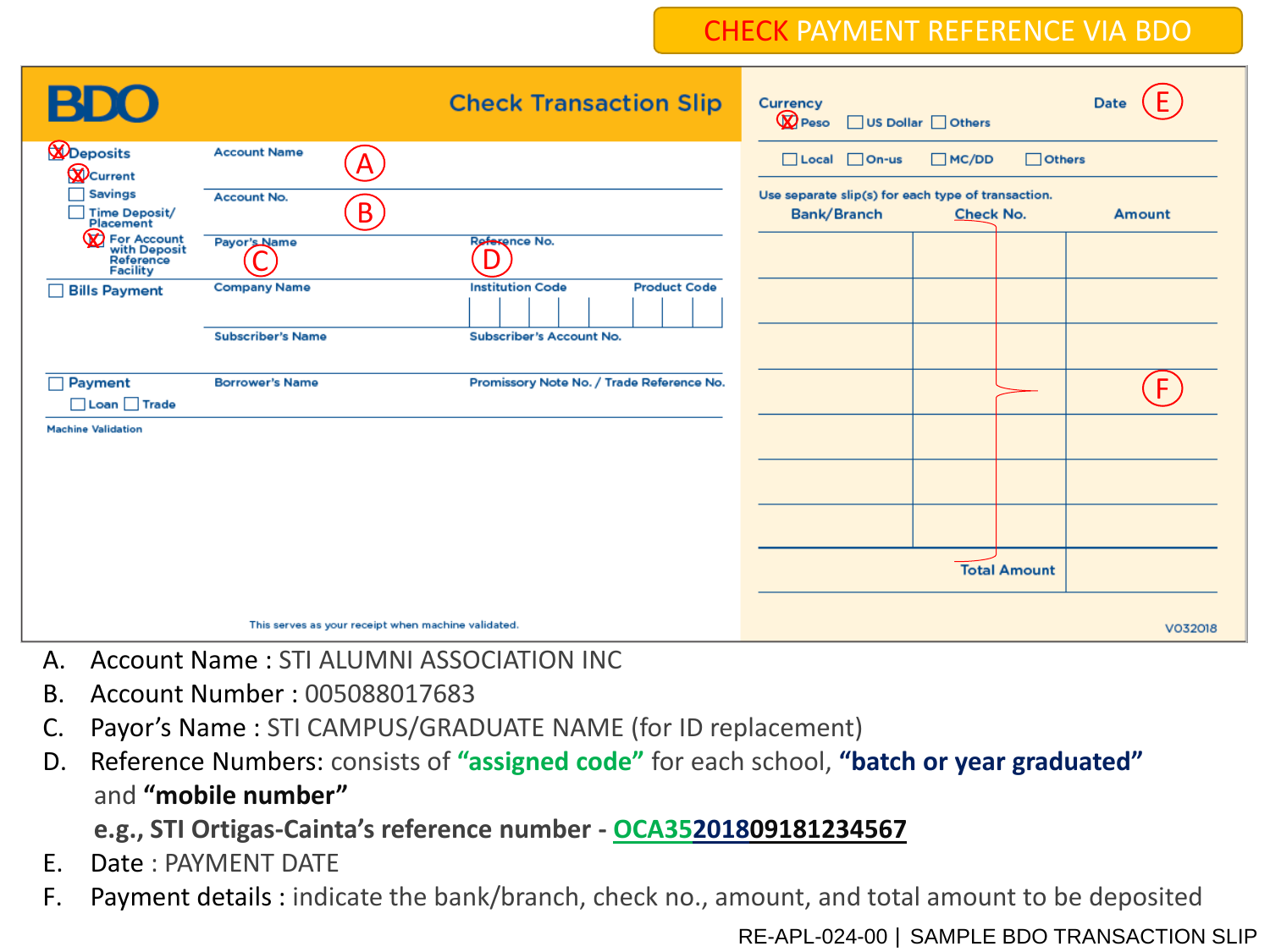# CHECK PAYMENT REFERENCE VIA BDO

**BDO** — Check Transaction Slip

- [X] Deposits
  - [X] Current
  - [ ] Savings
  - [ ] Time Deposit/ Placement
  - [X] For Account with Deposit Reference Facility
- [ ] Bills Payment
- [ ] Payment
  - [ ] Loan
  - [ ] Trade

Account Name (A)

Account No. (B)

Payor's Name (C) | Reference No. (D)

Company Name | Institution Code | Product Code

Subscriber's Name | Subscriber's Account No.

Borrower's Name | Promissory Note No. / Trade Reference No.

Machine Validation

This serves as your receipt when machine validated.

Currency: [X] Peso [ ] US Dollar [ ] Others | Date (E)

[ ] Local [ ] On-us [ ] MC/DD [ ] Others

Use separate slip(s) for each type of transaction.

| Bank/Branch | Check No. | Amount |
|---|---|---|
| | | |
| | | |
| | | |
| | | |
| | | |
| | | |
| | | |
| | Total Amount | |

(F)

V032018

A. Account Name : STI ALUMNI ASSOCIATION INC
B. Account Number : 005088017683
C. Payor's Name : STI CAMPUS/GRADUATE NAME (for ID replacement)
D. Reference Numbers: consists of **"assigned code"** for each school, **"batch or year graduated"** and **"mobile number"**
   **e.g., STI Ortigas-Cainta's reference number - OCA35201809181234567**
E. Date : PAYMENT DATE
F. Payment details : indicate the bank/branch, check no., amount, and total amount to be deposited

RE-APL-024-00 | SAMPLE BDO TRANSACTION SLIP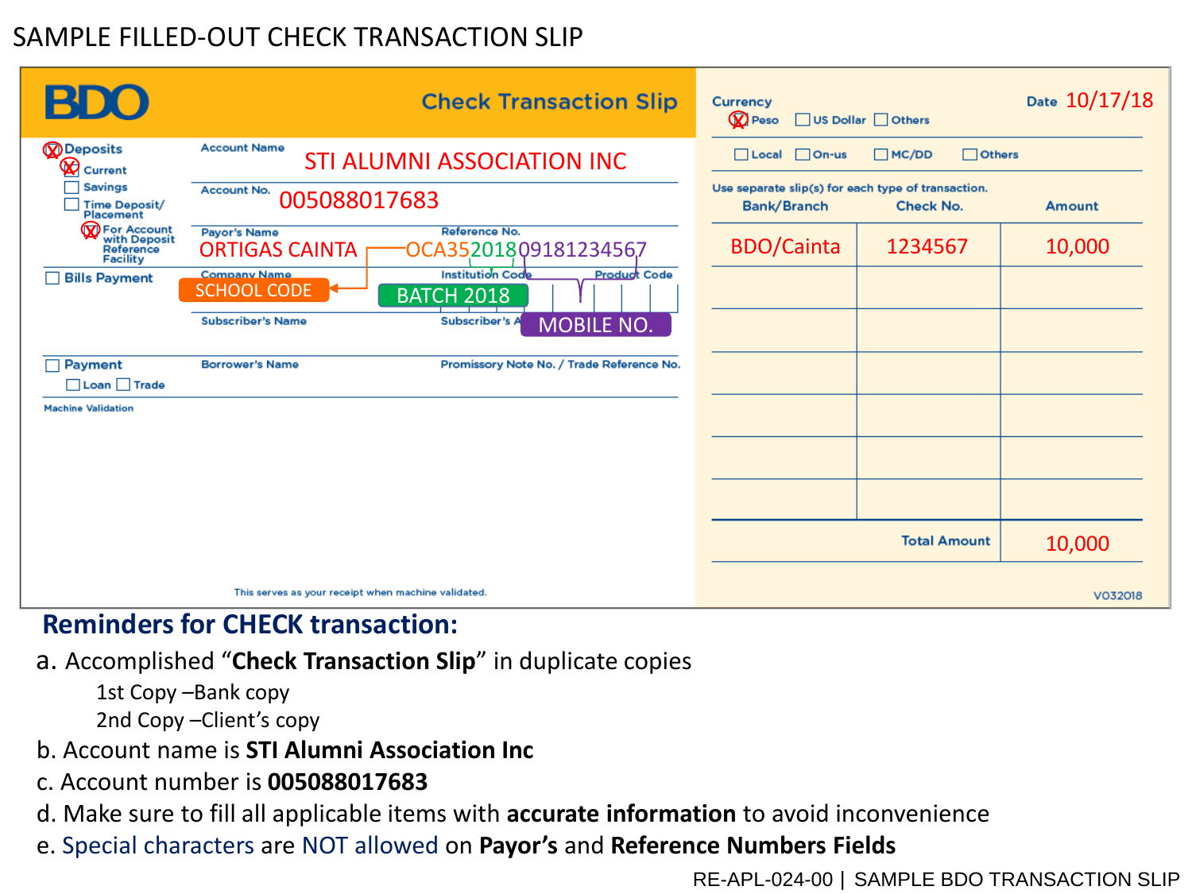# SAMPLE FILLED-OUT CHECK TRANSACTION SLIP

**BDO** — Check Transaction Slip

Currency: [X] Peso [ ] US Dollar [ ] Others

Date: 10/17/18

[ ] Local [ ] On-us [ ] MC/DD [ ] Others

[X] Deposits
- [X] Current
- [ ] Savings
- [ ] Time Deposit/Placement
- [X] For Account with Deposit Reference Facility

Account Name: STI ALUMNI ASSOCIATION INC

Account No.: 005088017683

Payor's Name: ORTIGAS CAINTA

Reference No.: OCA35201809181234567

- SCHOOL CODE: OCA35
- BATCH 2018: 2018
- MOBILE NO.: 09181234567

[ ] Bills Payment — Company Name / Institution Code / Product Code / Subscriber's Name / Subscriber's Account No.

[ ] Payment — [ ] Loan [ ] Trade — Borrower's Name / Promissory Note No. / Trade Reference No.

Machine Validation

Use separate slip(s) for each type of transaction.

| Bank/Branch | Check No. | Amount |
|---|---|---|
| BDO/Cainta | 1234567 | 10,000 |
| | | |
| | | |
| | | |
| | | |
| | | |
| | | |
| | Total Amount | 10,000 |

This serves as your receipt when machine validated.

V032018

## Reminders for CHECK transaction:

a. Accomplished "**Check Transaction Slip**" in duplicate copies

  1st Copy –Bank copy

  2nd Copy –Client's copy

b. Account name is **STI Alumni Association Inc**

c. Account number is **005088017683**

d. Make sure to fill all applicable items with **accurate information** to avoid inconvenience

e. Special characters are NOT allowed on **Payor's** and **Reference Numbers Fields**

RE-APL-024-00 | SAMPLE BDO TRANSACTION SLIP